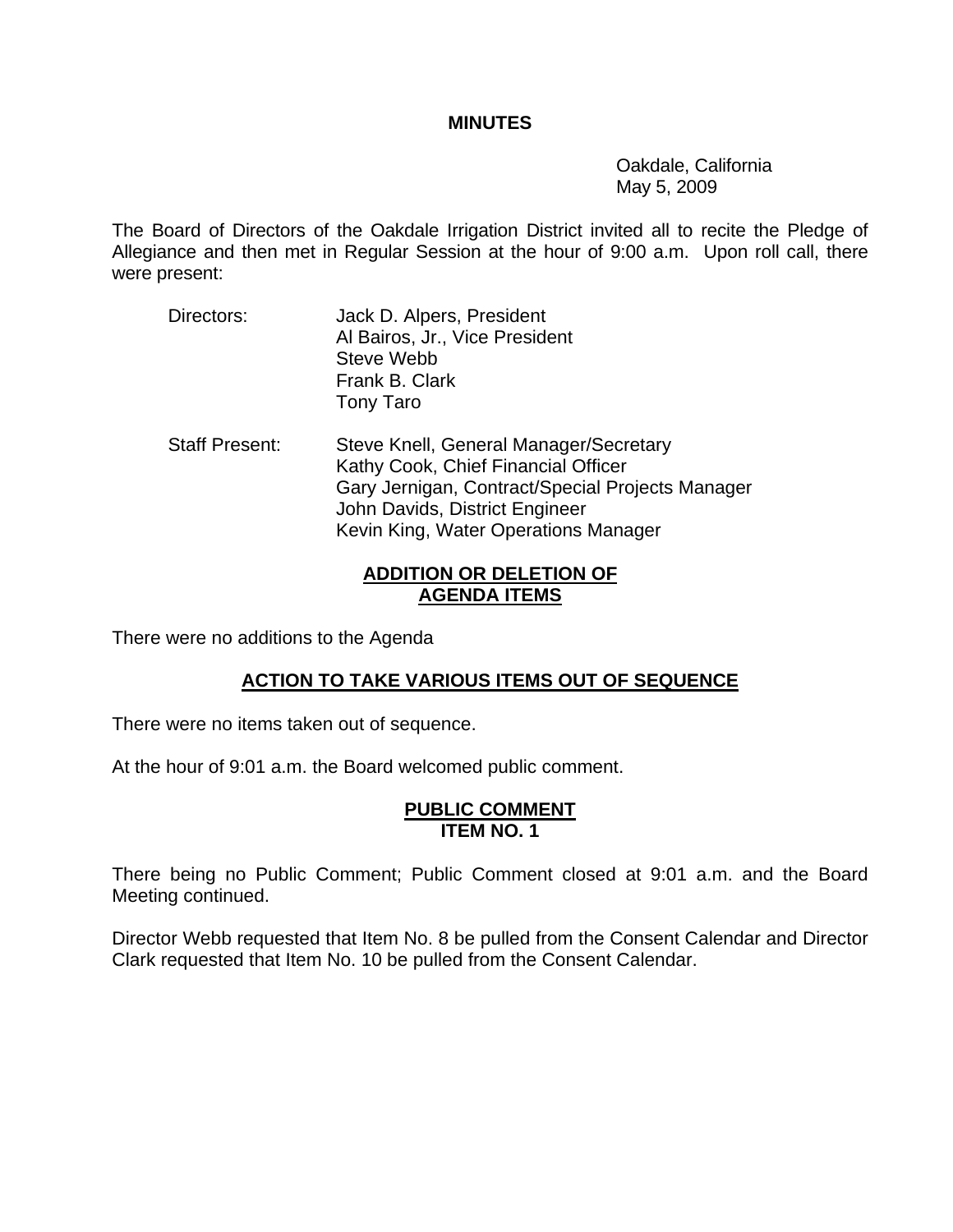# MINUTES

Oakdale, California
May 5, 2009

The Board of Directors of the Oakdale Irrigation District invited all to recite the Pledge of Allegiance and then met in Regular Session at the hour of 9:00 a.m. Upon roll call, there were present:

| | |
|---|---|
| Directors: | Jack D. Alpers, President<br>Al Bairos, Jr., Vice President<br>Steve Webb<br>Frank B. Clark<br>Tony Taro |
| Staff Present: | Steve Knell, General Manager/Secretary<br>Kathy Cook, Chief Financial Officer<br>Gary Jernigan, Contract/Special Projects Manager<br>John Davids, District Engineer<br>Kevin King, Water Operations Manager |

## ADDITION OR DELETION OF AGENDA ITEMS

There were no additions to the Agenda

## ACTION TO TAKE VARIOUS ITEMS OUT OF SEQUENCE

There were no items taken out of sequence.

At the hour of 9:01 a.m. the Board welcomed public comment.

## PUBLIC COMMENT ITEM NO. 1

There being no Public Comment; Public Comment closed at 9:01 a.m. and the Board Meeting continued.

Director Webb requested that Item No. 8 be pulled from the Consent Calendar and Director Clark requested that Item No. 10 be pulled from the Consent Calendar.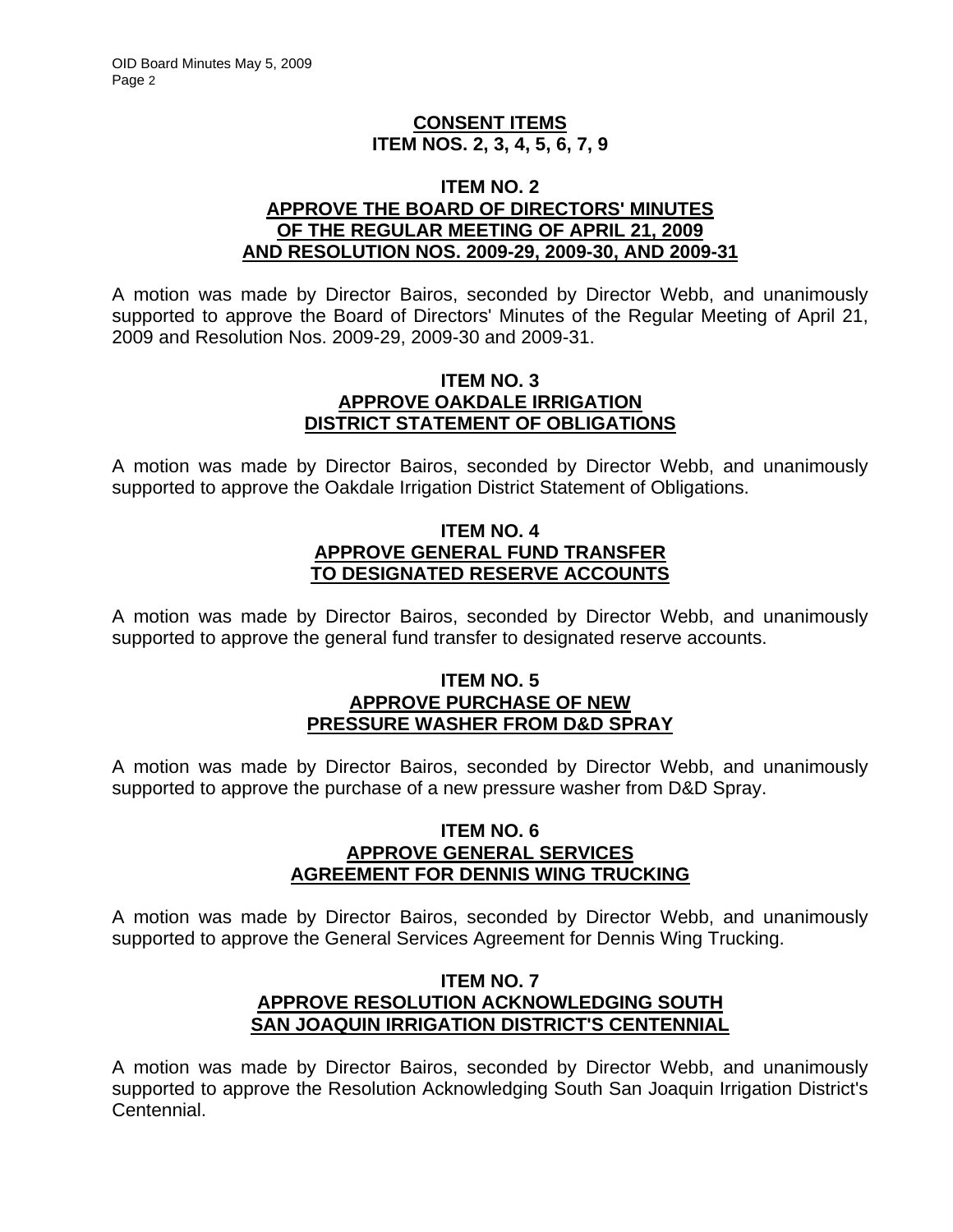## CONSENT ITEMS
## ITEM NOS. 2, 3, 4, 5, 6, 7, 9

### ITEM NO. 2
### APPROVE THE BOARD OF DIRECTORS' MINUTES OF THE REGULAR MEETING OF APRIL 21, 2009 AND RESOLUTION NOS. 2009-29, 2009-30, AND 2009-31

A motion was made by Director Bairos, seconded by Director Webb, and unanimously supported to approve the Board of Directors' Minutes of the Regular Meeting of April 21, 2009 and Resolution Nos. 2009-29, 2009-30 and 2009-31.

### ITEM NO. 3
### APPROVE OAKDALE IRRIGATION DISTRICT STATEMENT OF OBLIGATIONS

A motion was made by Director Bairos, seconded by Director Webb, and unanimously supported to approve the Oakdale Irrigation District Statement of Obligations.

### ITEM NO. 4
### APPROVE GENERAL FUND TRANSFER TO DESIGNATED RESERVE ACCOUNTS

A motion was made by Director Bairos, seconded by Director Webb, and unanimously supported to approve the general fund transfer to designated reserve accounts.

### ITEM NO. 5
### APPROVE PURCHASE OF NEW PRESSURE WASHER FROM D&D SPRAY

A motion was made by Director Bairos, seconded by Director Webb, and unanimously supported to approve the purchase of a new pressure washer from D&D Spray.

### ITEM NO. 6
### APPROVE GENERAL SERVICES AGREEMENT FOR DENNIS WING TRUCKING

A motion was made by Director Bairos, seconded by Director Webb, and unanimously supported to approve the General Services Agreement for Dennis Wing Trucking.

### ITEM NO. 7
### APPROVE RESOLUTION ACKNOWLEDGING SOUTH SAN JOAQUIN IRRIGATION DISTRICT'S CENTENNIAL

A motion was made by Director Bairos, seconded by Director Webb, and unanimously supported to approve the Resolution Acknowledging South San Joaquin Irrigation District's Centennial.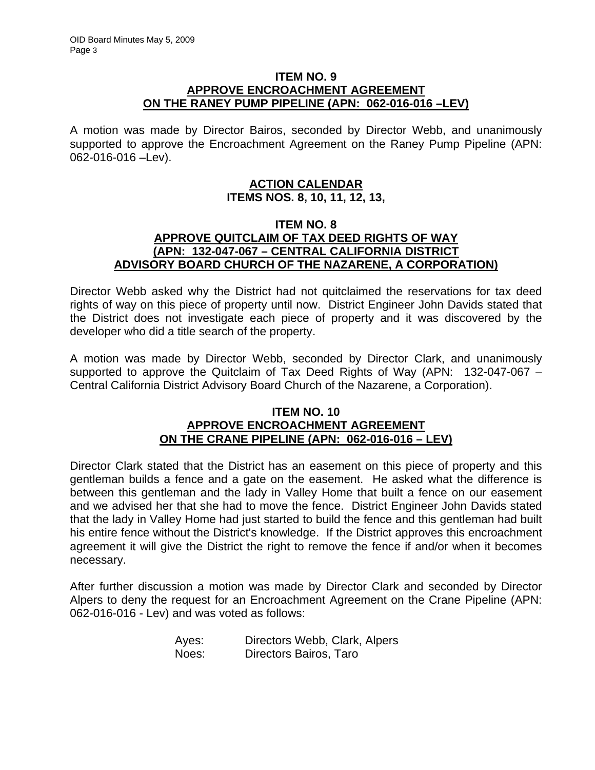**ITEM NO. 9**
**APPROVE ENCROACHMENT AGREEMENT**
**ON THE RANEY PUMP PIPELINE (APN: 062-016-016 –LEV)**

A motion was made by Director Bairos, seconded by Director Webb, and unanimously supported to approve the Encroachment Agreement on the Raney Pump Pipeline (APN: 062-016-016 –Lev).

**ACTION CALENDAR**
**ITEMS NOS. 8, 10, 11, 12, 13,**

**ITEM NO. 8**
**APPROVE QUITCLAIM OF TAX DEED RIGHTS OF WAY**
**(APN: 132-047-067 – CENTRAL CALIFORNIA DISTRICT ADVISORY BOARD CHURCH OF THE NAZARENE, A CORPORATION)**

Director Webb asked why the District had not quitclaimed the reservations for tax deed rights of way on this piece of property until now. District Engineer John Davids stated that the District does not investigate each piece of property and it was discovered by the developer who did a title search of the property.

A motion was made by Director Webb, seconded by Director Clark, and unanimously supported to approve the Quitclaim of Tax Deed Rights of Way (APN: 132-047-067 – Central California District Advisory Board Church of the Nazarene, a Corporation).

**ITEM NO. 10**
**APPROVE ENCROACHMENT AGREEMENT**
**ON THE CRANE PIPELINE (APN: 062-016-016 – LEV)**

Director Clark stated that the District has an easement on this piece of property and this gentleman builds a fence and a gate on the easement. He asked what the difference is between this gentleman and the lady in Valley Home that built a fence on our easement and we advised her that she had to move the fence. District Engineer John Davids stated that the lady in Valley Home had just started to build the fence and this gentleman had built his entire fence without the District's knowledge. If the District approves this encroachment agreement it will give the District the right to remove the fence if and/or when it becomes necessary.

After further discussion a motion was made by Director Clark and seconded by Director Alpers to deny the request for an Encroachment Agreement on the Crane Pipeline (APN: 062-016-016 - Lev) and was voted as follows:

Ayes: Directors Webb, Clark, Alpers
Noes: Directors Bairos, Taro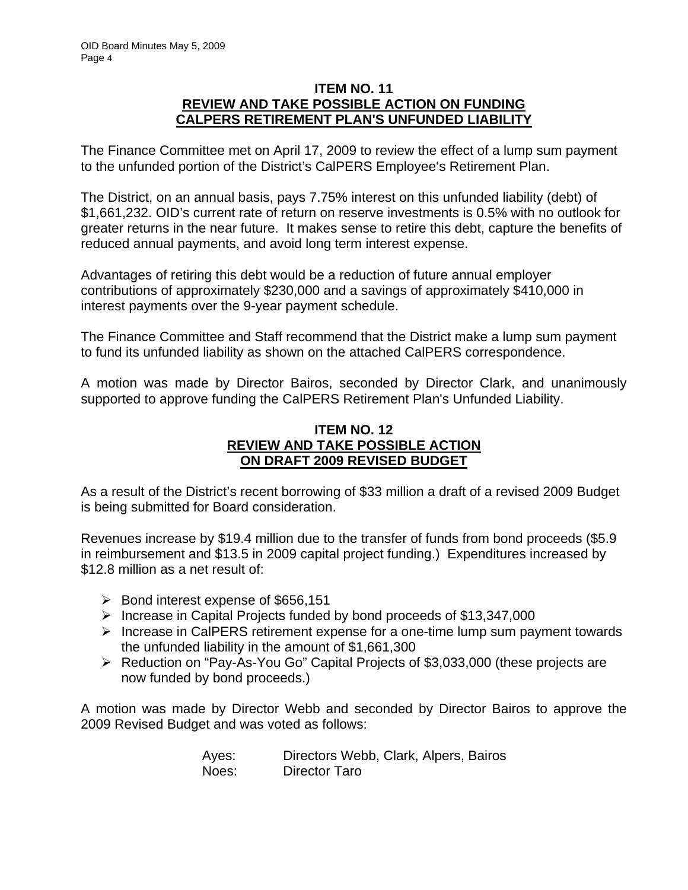### ITEM NO. 11
### REVIEW AND TAKE POSSIBLE ACTION ON FUNDING CALPERS RETIREMENT PLAN'S UNFUNDED LIABILITY

The Finance Committee met on April 17, 2009 to review the effect of a lump sum payment to the unfunded portion of the District's CalPERS Employee's Retirement Plan.

The District, on an annual basis, pays 7.75% interest on this unfunded liability (debt) of $1,661,232. OID's current rate of return on reserve investments is 0.5% with no outlook for greater returns in the near future. It makes sense to retire this debt, capture the benefits of reduced annual payments, and avoid long term interest expense.

Advantages of retiring this debt would be a reduction of future annual employer contributions of approximately $230,000 and a savings of approximately $410,000 in interest payments over the 9-year payment schedule.

The Finance Committee and Staff recommend that the District make a lump sum payment to fund its unfunded liability as shown on the attached CalPERS correspondence.

A motion was made by Director Bairos, seconded by Director Clark, and unanimously supported to approve funding the CalPERS Retirement Plan's Unfunded Liability.

### ITEM NO. 12
### REVIEW AND TAKE POSSIBLE ACTION ON DRAFT 2009 REVISED BUDGET

As a result of the District's recent borrowing of $33 million a draft of a revised 2009 Budget is being submitted for Board consideration.

Revenues increase by $19.4 million due to the transfer of funds from bond proceeds ($5.9 in reimbursement and $13.5 in 2009 capital project funding.) Expenditures increased by $12.8 million as a net result of:

- Bond interest expense of $656,151
- Increase in Capital Projects funded by bond proceeds of $13,347,000
- Increase in CalPERS retirement expense for a one-time lump sum payment towards the unfunded liability in the amount of $1,661,300
- Reduction on "Pay-As-You Go" Capital Projects of $3,033,000 (these projects are now funded by bond proceeds.)

A motion was made by Director Webb and seconded by Director Bairos to approve the 2009 Revised Budget and was voted as follows:

Ayes: Directors Webb, Clark, Alpers, Bairos
Noes: Director Taro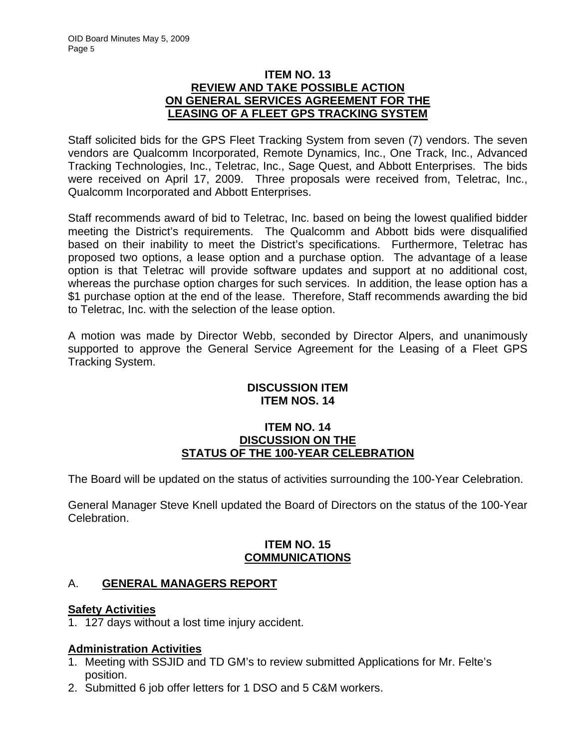### ITEM NO. 13
### REVIEW AND TAKE POSSIBLE ACTION ON GENERAL SERVICES AGREEMENT FOR THE LEASING OF A FLEET GPS TRACKING SYSTEM

Staff solicited bids for the GPS Fleet Tracking System from seven (7) vendors. The seven vendors are Qualcomm Incorporated, Remote Dynamics, Inc., One Track, Inc., Advanced Tracking Technologies, Inc., Teletrac, Inc., Sage Quest, and Abbott Enterprises. The bids were received on April 17, 2009. Three proposals were received from, Teletrac, Inc., Qualcomm Incorporated and Abbott Enterprises.

Staff recommends award of bid to Teletrac, Inc. based on being the lowest qualified bidder meeting the District's requirements. The Qualcomm and Abbott bids were disqualified based on their inability to meet the District's specifications. Furthermore, Teletrac has proposed two options, a lease option and a purchase option. The advantage of a lease option is that Teletrac will provide software updates and support at no additional cost, whereas the purchase option charges for such services. In addition, the lease option has a $1 purchase option at the end of the lease. Therefore, Staff recommends awarding the bid to Teletrac, Inc. with the selection of the lease option.

A motion was made by Director Webb, seconded by Director Alpers, and unanimously supported to approve the General Service Agreement for the Leasing of a Fleet GPS Tracking System.

### DISCUSSION ITEM
### ITEM NOS. 14

### ITEM NO. 14
### DISCUSSION ON THE STATUS OF THE 100-YEAR CELEBRATION

The Board will be updated on the status of activities surrounding the 100-Year Celebration.

General Manager Steve Knell updated the Board of Directors on the status of the 100-Year Celebration.

### ITEM NO. 15
### COMMUNICATIONS

## A. GENERAL MANAGERS REPORT

**Safety Activities**

1. 127 days without a lost time injury accident.

**Administration Activities**

1. Meeting with SSJID and TD GM's to review submitted Applications for Mr. Felte's position.
2. Submitted 6 job offer letters for 1 DSO and 5 C&M workers.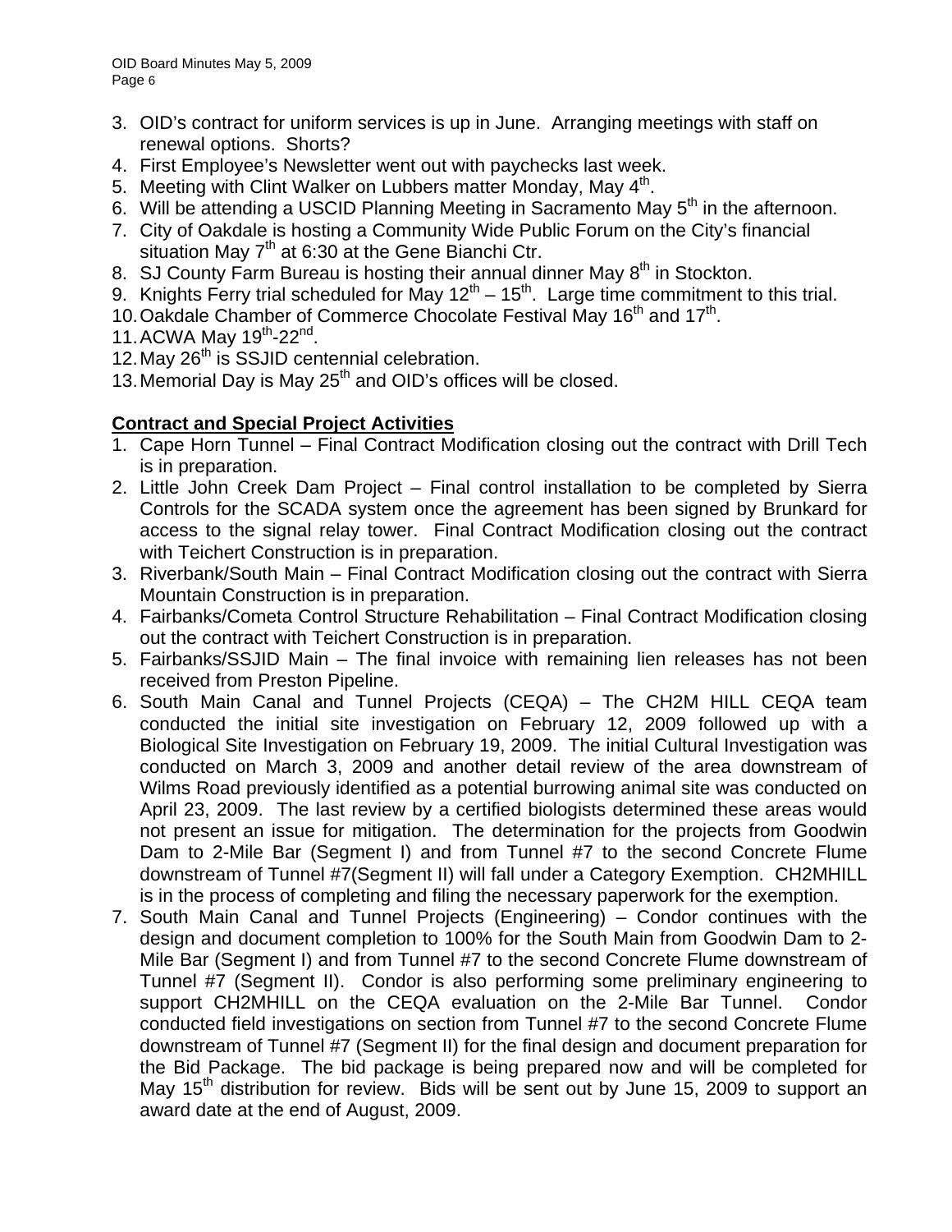3. OID's contract for uniform services is up in June. Arranging meetings with staff on renewal options. Shorts?
4. First Employee's Newsletter went out with paychecks last week.
5. Meeting with Clint Walker on Lubbers matter Monday, May 4th.
6. Will be attending a USCID Planning Meeting in Sacramento May 5th in the afternoon.
7. City of Oakdale is hosting a Community Wide Public Forum on the City's financial situation May 7th at 6:30 at the Gene Bianchi Ctr.
8. SJ County Farm Bureau is hosting their annual dinner May 8th in Stockton.
9. Knights Ferry trial scheduled for May 12th – 15th. Large time commitment to this trial.
10. Oakdale Chamber of Commerce Chocolate Festival May 16th and 17th.
11. ACWA May 19th-22nd.
12. May 26th is SSJID centennial celebration.
13. Memorial Day is May 25th and OID's offices will be closed.

**Contract and Special Project Activities**

1. Cape Horn Tunnel – Final Contract Modification closing out the contract with Drill Tech is in preparation.
2. Little John Creek Dam Project – Final control installation to be completed by Sierra Controls for the SCADA system once the agreement has been signed by Brunkard for access to the signal relay tower. Final Contract Modification closing out the contract with Teichert Construction is in preparation.
3. Riverbank/South Main – Final Contract Modification closing out the contract with Sierra Mountain Construction is in preparation.
4. Fairbanks/Cometa Control Structure Rehabilitation – Final Contract Modification closing out the contract with Teichert Construction is in preparation.
5. Fairbanks/SSJID Main – The final invoice with remaining lien releases has not been received from Preston Pipeline.
6. South Main Canal and Tunnel Projects (CEQA) – The CH2M HILL CEQA team conducted the initial site investigation on February 12, 2009 followed up with a Biological Site Investigation on February 19, 2009. The initial Cultural Investigation was conducted on March 3, 2009 and another detail review of the area downstream of Wilms Road previously identified as a potential burrowing animal site was conducted on April 23, 2009. The last review by a certified biologists determined these areas would not present an issue for mitigation. The determination for the projects from Goodwin Dam to 2-Mile Bar (Segment I) and from Tunnel #7 to the second Concrete Flume downstream of Tunnel #7(Segment II) will fall under a Category Exemption. CH2MHILL is in the process of completing and filing the necessary paperwork for the exemption.
7. South Main Canal and Tunnel Projects (Engineering) – Condor continues with the design and document completion to 100% for the South Main from Goodwin Dam to 2-Mile Bar (Segment I) and from Tunnel #7 to the second Concrete Flume downstream of Tunnel #7 (Segment II). Condor is also performing some preliminary engineering to support CH2MHILL on the CEQA evaluation on the 2-Mile Bar Tunnel. Condor conducted field investigations on section from Tunnel #7 to the second Concrete Flume downstream of Tunnel #7 (Segment II) for the final design and document preparation for the Bid Package. The bid package is being prepared now and will be completed for May 15th distribution for review. Bids will be sent out by June 15, 2009 to support an award date at the end of August, 2009.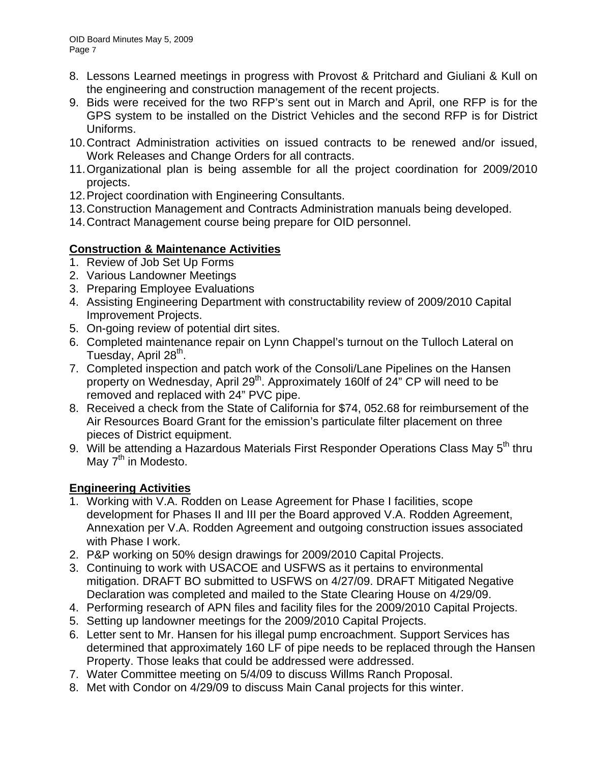8. Lessons Learned meetings in progress with Provost & Pritchard and Giuliani & Kull on the engineering and construction management of the recent projects.
9. Bids were received for the two RFP's sent out in March and April, one RFP is for the GPS system to be installed on the District Vehicles and the second RFP is for District Uniforms.
10. Contract Administration activities on issued contracts to be renewed and/or issued, Work Releases and Change Orders for all contracts.
11. Organizational plan is being assemble for all the project coordination for 2009/2010 projects.
12. Project coordination with Engineering Consultants.
13. Construction Management and Contracts Administration manuals being developed.
14. Contract Management course being prepare for OID personnel.

**Construction & Maintenance Activities**

1. Review of Job Set Up Forms
2. Various Landowner Meetings
3. Preparing Employee Evaluations
4. Assisting Engineering Department with constructability review of 2009/2010 Capital Improvement Projects.
5. On-going review of potential dirt sites.
6. Completed maintenance repair on Lynn Chappel's turnout on the Tulloch Lateral on Tuesday, April 28th.
7. Completed inspection and patch work of the Consoli/Lane Pipelines on the Hansen property on Wednesday, April 29th. Approximately 160lf of 24" CP will need to be removed and replaced with 24" PVC pipe.
8. Received a check from the State of California for $74, 052.68 for reimbursement of the Air Resources Board Grant for the emission's particulate filter placement on three pieces of District equipment.
9. Will be attending a Hazardous Materials First Responder Operations Class May 5th thru May 7th in Modesto.

**Engineering Activities**

1. Working with V.A. Rodden on Lease Agreement for Phase I facilities, scope development for Phases II and III per the Board approved V.A. Rodden Agreement, Annexation per V.A. Rodden Agreement and outgoing construction issues associated with Phase I work.
2. P&P working on 50% design drawings for 2009/2010 Capital Projects.
3. Continuing to work with USACOE and USFWS as it pertains to environmental mitigation. DRAFT BO submitted to USFWS on 4/27/09. DRAFT Mitigated Negative Declaration was completed and mailed to the State Clearing House on 4/29/09.
4. Performing research of APN files and facility files for the 2009/2010 Capital Projects.
5. Setting up landowner meetings for the 2009/2010 Capital Projects.
6. Letter sent to Mr. Hansen for his illegal pump encroachment. Support Services has determined that approximately 160 LF of pipe needs to be replaced through the Hansen Property. Those leaks that could be addressed were addressed.
7. Water Committee meeting on 5/4/09 to discuss Willms Ranch Proposal.
8. Met with Condor on 4/29/09 to discuss Main Canal projects for this winter.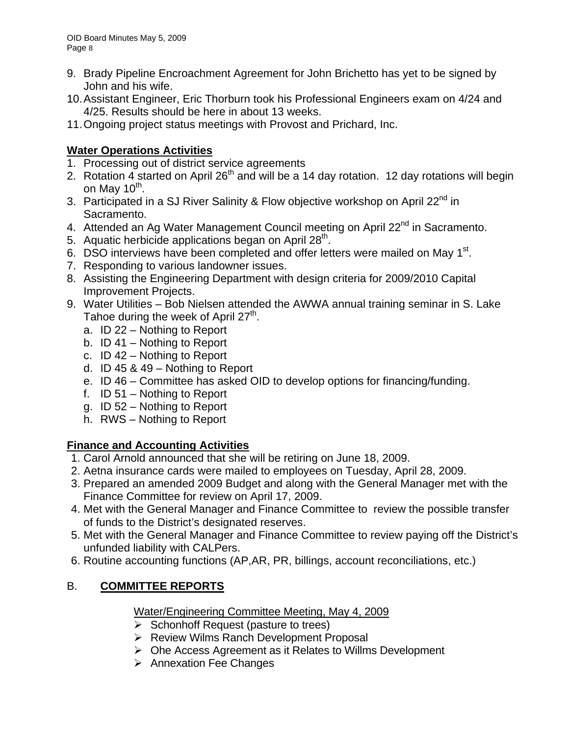9. Brady Pipeline Encroachment Agreement for John Brichetto has yet to be signed by John and his wife.
10. Assistant Engineer, Eric Thorburn took his Professional Engineers exam on 4/24 and 4/25. Results should be here in about 13 weeks.
11. Ongoing project status meetings with Provost and Prichard, Inc.

**Water Operations Activities**

1. Processing out of district service agreements
2. Rotation 4 started on April 26th and will be a 14 day rotation. 12 day rotations will begin on May 10th.
3. Participated in a SJ River Salinity & Flow objective workshop on April 22nd in Sacramento.
4. Attended an Ag Water Management Council meeting on April 22nd in Sacramento.
5. Aquatic herbicide applications began on April 28th.
6. DSO interviews have been completed and offer letters were mailed on May 1st.
7. Responding to various landowner issues.
8. Assisting the Engineering Department with design criteria for 2009/2010 Capital Improvement Projects.
9. Water Utilities – Bob Nielsen attended the AWWA annual training seminar in S. Lake Tahoe during the week of April 27th.
   a. ID 22 – Nothing to Report
   b. ID 41 – Nothing to Report
   c. ID 42 – Nothing to Report
   d. ID 45 & 49 – Nothing to Report
   e. ID 46 – Committee has asked OID to develop options for financing/funding.
   f. ID 51 – Nothing to Report
   g. ID 52 – Nothing to Report
   h. RWS – Nothing to Report

**Finance and Accounting Activities**

1. Carol Arnold announced that she will be retiring on June 18, 2009.
2. Aetna insurance cards were mailed to employees on Tuesday, April 28, 2009.
3. Prepared an amended 2009 Budget and along with the General Manager met with the Finance Committee for review on April 17, 2009.
4. Met with the General Manager and Finance Committee to review the possible transfer of funds to the District's designated reserves.
5. Met with the General Manager and Finance Committee to review paying off the District's unfunded liability with CALPers.
6. Routine accounting functions (AP,AR, PR, billings, account reconciliations, etc.)

## B. COMMITTEE REPORTS

Water/Engineering Committee Meeting, May 4, 2009

- Schonhoff Request (pasture to trees)
- Review Wilms Ranch Development Proposal
- Ohe Access Agreement as it Relates to Willms Development
- Annexation Fee Changes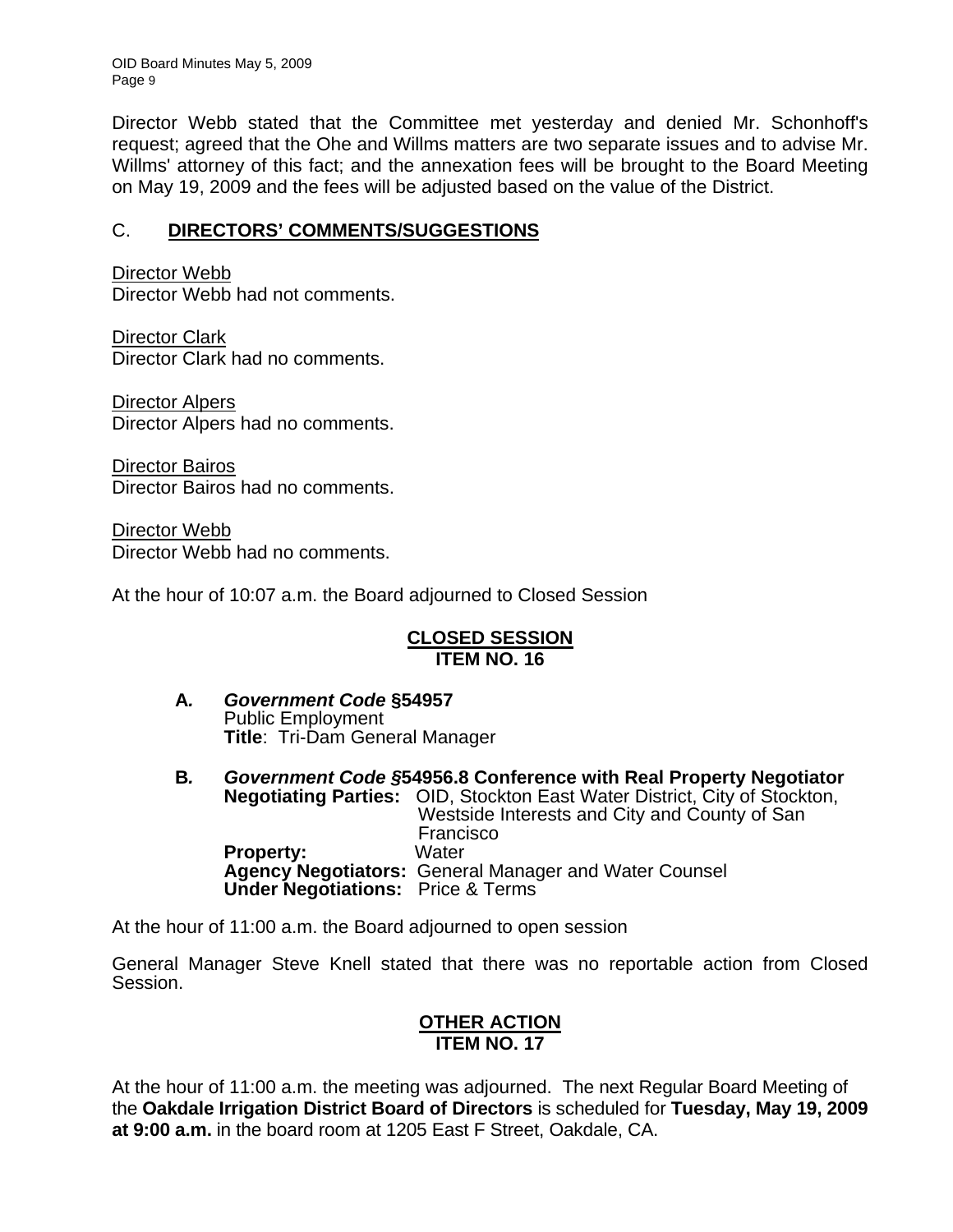Director Webb stated that the Committee met yesterday and denied Mr. Schonhoff's request; agreed that the Ohe and Willms matters are two separate issues and to advise Mr. Willms' attorney of this fact; and the annexation fees will be brought to the Board Meeting on May 19, 2009 and the fees will be adjusted based on the value of the District.

## C. DIRECTORS' COMMENTS/SUGGESTIONS

Director Webb
Director Webb had not comments.

Director Clark
Director Clark had no comments.

Director Alpers
Director Alpers had no comments.

Director Bairos
Director Bairos had no comments.

Director Webb
Director Webb had no comments.

At the hour of 10:07 a.m. the Board adjourned to Closed Session

## CLOSED SESSION
## ITEM NO. 16

**A.** ***Government Code* §54957**
Public Employment
**Title**: Tri-Dam General Manager

**B.** ***Government Code §*54956.8 Conference with Real Property Negotiator**
**Negotiating Parties:** OID, Stockton East Water District, City of Stockton, Westside Interests and City and County of San Francisco
**Property:** Water
**Agency Negotiators:** General Manager and Water Counsel
**Under Negotiations:** Price & Terms

At the hour of 11:00 a.m. the Board adjourned to open session

General Manager Steve Knell stated that there was no reportable action from Closed Session.

## OTHER ACTION
## ITEM NO. 17

At the hour of 11:00 a.m. the meeting was adjourned. The next Regular Board Meeting of the **Oakdale Irrigation District Board of Directors** is scheduled for **Tuesday, May 19, 2009 at 9:00 a.m.** in the board room at 1205 East F Street, Oakdale, CA.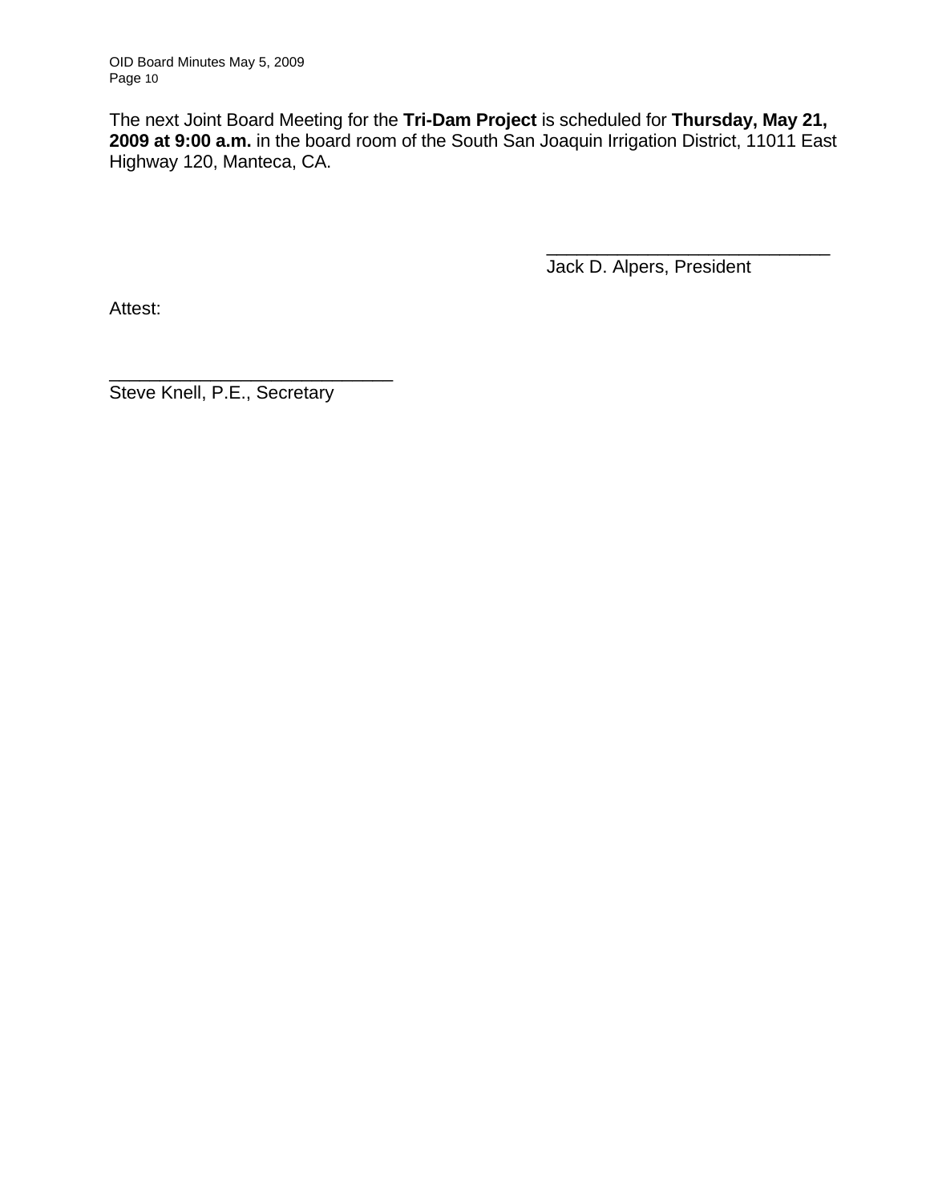The next Joint Board Meeting for the **Tri-Dam Project** is scheduled for **Thursday, May 21, 2009 at 9:00 a.m.** in the board room of the South San Joaquin Irrigation District, 11011 East Highway 120, Manteca, CA.

\_\_\_\_\_\_\_\_\_\_\_\_\_\_\_\_\_\_\_\_\_\_\_\_\_\_\_\_
Jack D. Alpers, President

Attest:

\_\_\_\_\_\_\_\_\_\_\_\_\_\_\_\_\_\_\_\_\_\_\_\_\_\_\_\_
Steve Knell, P.E., Secretary